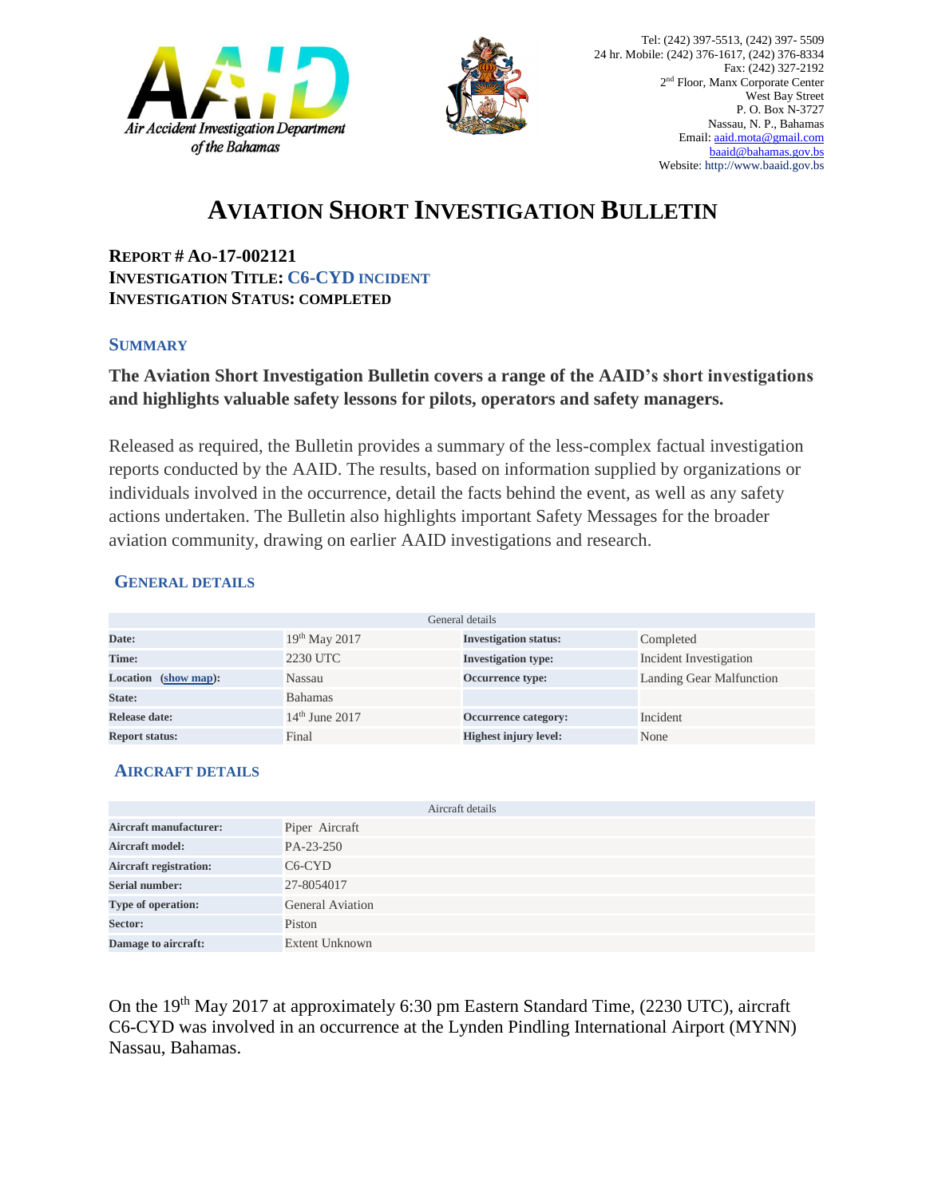Air Accident Investigation Department of the Bahamas

Tel: (242) 397-5513, (242) 397- 5509
24 hr. Mobile: (242) 376-1617, (242) 376-8334
Fax: (242) 327-2192
2nd Floor, Manx Corporate Center
West Bay Street
P. O. Box N-3727
Nassau, N. P., Bahamas
Email: aaid.mota@gmail.com
baaid@bahamas.gov.bs
Website: http://www.baaid.gov.bs

# AVIATION SHORT INVESTIGATION BULLETIN

**REPORT # AO-17-002121**
**INVESTIGATION TITLE: C6-CYD INCIDENT**
**INVESTIGATION STATUS: COMPLETED**

## SUMMARY

**The Aviation Short Investigation Bulletin covers a range of the AAID's short investigations and highlights valuable safety lessons for pilots, operators and safety managers.**

Released as required, the Bulletin provides a summary of the less-complex factual investigation reports conducted by the AAID. The results, based on information supplied by organizations or individuals involved in the occurrence, detail the facts behind the event, as well as any safety actions undertaken. The Bulletin also highlights important Safety Messages for the broader aviation community, drawing on earlier AAID investigations and research.

## GENERAL DETAILS

| General details | | | |
|---|---|---|---|
| **Date:** | 19th May 2017 | **Investigation status:** | Completed |
| **Time:** | 2230 UTC | **Investigation type:** | Incident Investigation |
| **Location (show map):** | Nassau | **Occurrence type:** | Landing Gear Malfunction |
| **State:** | Bahamas | | |
| **Release date:** | 14th June 2017 | **Occurrence category:** | Incident |
| **Report status:** | Final | **Highest injury level:** | None |

## AIRCRAFT DETAILS

| Aircraft details | |
|---|---|
| **Aircraft manufacturer:** | Piper Aircraft |
| **Aircraft model:** | PA-23-250 |
| **Aircraft registration:** | C6-CYD |
| **Serial number:** | 27-8054017 |
| **Type of operation:** | General Aviation |
| **Sector:** | Piston |
| **Damage to aircraft:** | Extent Unknown |

On the 19th May 2017 at approximately 6:30 pm Eastern Standard Time, (2230 UTC), aircraft C6-CYD was involved in an occurrence at the Lynden Pindling International Airport (MYNN) Nassau, Bahamas.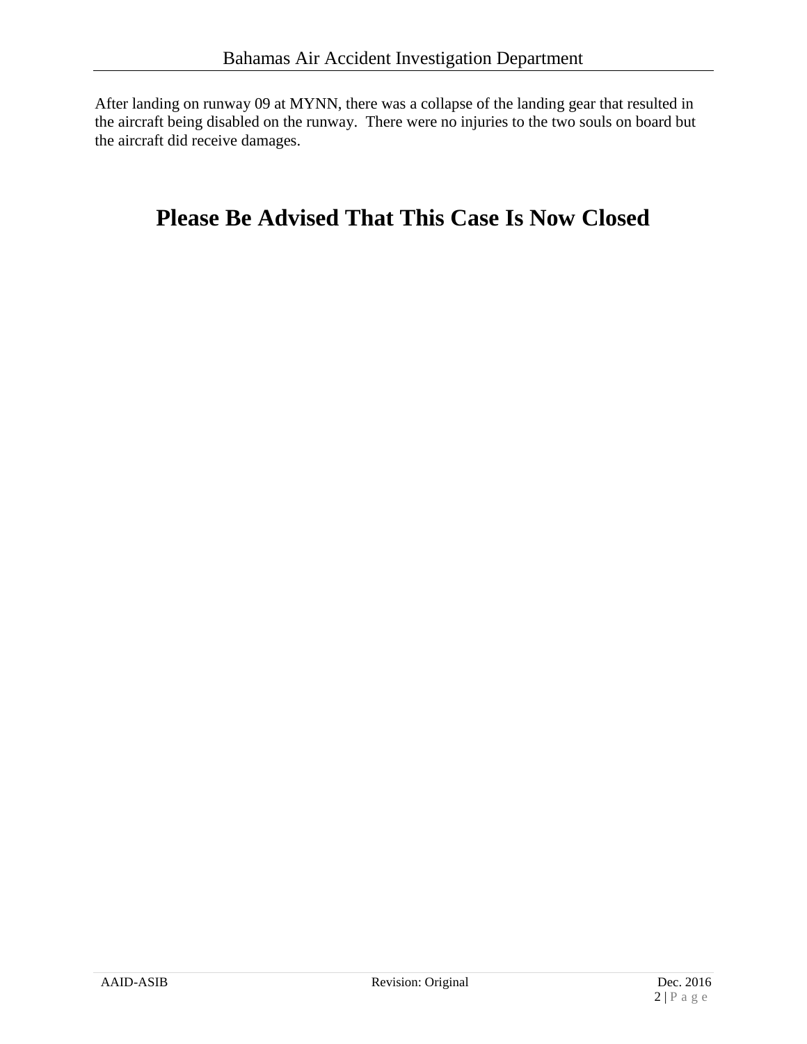After landing on runway 09 at MYNN, there was a collapse of the landing gear that resulted in the aircraft being disabled on the runway. There were no injuries to the two souls on board but the aircraft did receive damages.

# Please Be Advised That This Case Is Now Closed